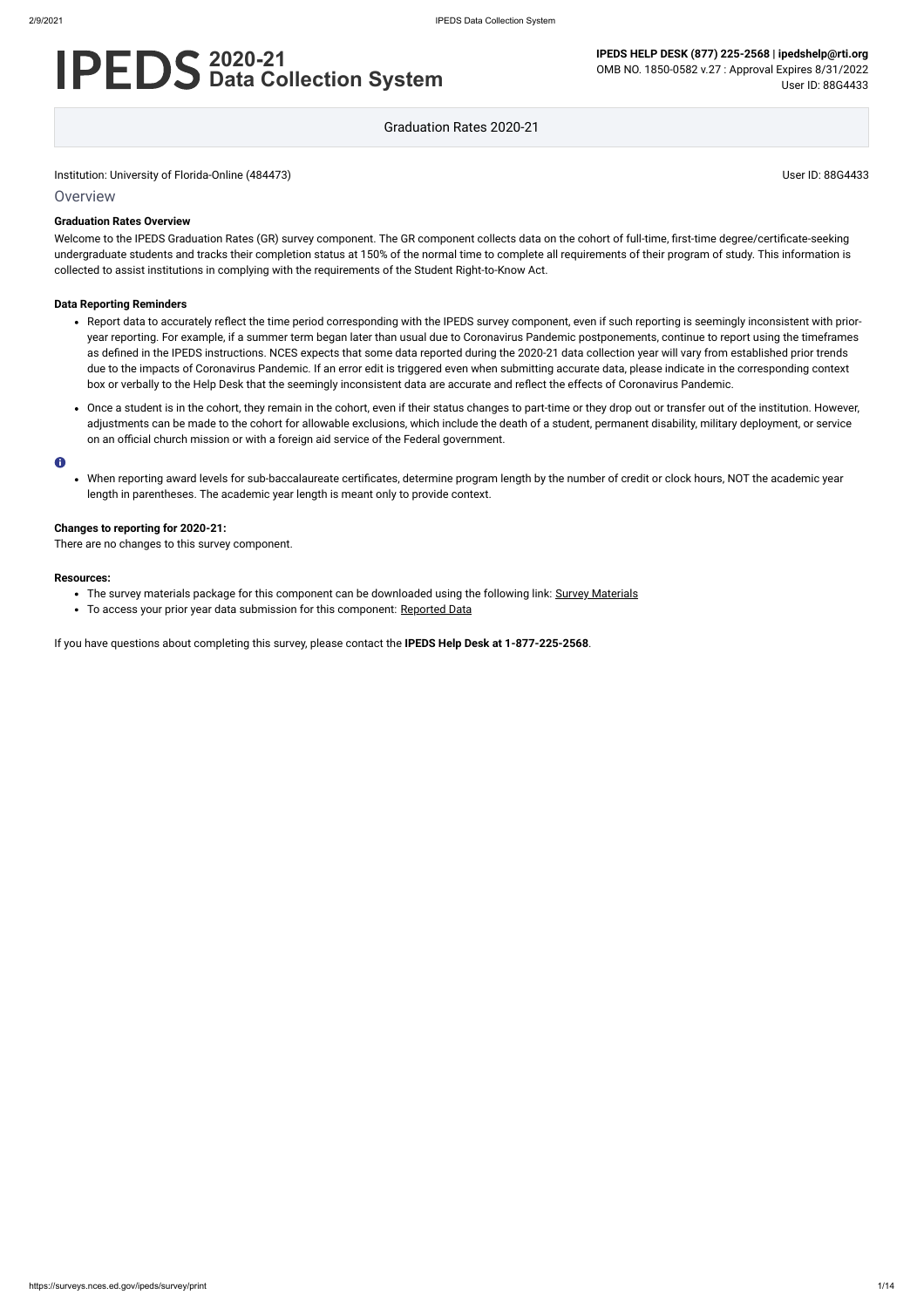# IPEDS 2020-21 Data Collection System

**IPEDS HELP DESK (877) 225-2568 | ipedshelp@rti.org**
OMB NO. 1850-0582 v.27 : Approval Expires 8/31/2022
User ID: 88G4433

Graduation Rates 2020-21

Institution: University of Florida-Online (484473)

User ID: 88G4433

## Overview

### Graduation Rates Overview

Welcome to the IPEDS Graduation Rates (GR) survey component. The GR component collects data on the cohort of full-time, first-time degree/certificate-seeking undergraduate students and tracks their completion status at 150% of the normal time to complete all requirements of their program of study. This information is collected to assist institutions in complying with the requirements of the Student Right-to-Know Act.

### Data Reporting Reminders

- Report data to accurately reflect the time period corresponding with the IPEDS survey component, even if such reporting is seemingly inconsistent with prior-year reporting. For example, if a summer term began later than usual due to Coronavirus Pandemic postponements, continue to report using the timeframes as defined in the IPEDS instructions. NCES expects that some data reported during the 2020-21 data collection year will vary from established prior trends due to the impacts of Coronavirus Pandemic. If an error edit is triggered even when submitting accurate data, please indicate in the corresponding context box or verbally to the Help Desk that the seemingly inconsistent data are accurate and reflect the effects of Coronavirus Pandemic.
- Once a student is in the cohort, they remain in the cohort, even if their status changes to part-time or they drop out or transfer out of the institution. However, adjustments can be made to the cohort for allowable exclusions, which include the death of a student, permanent disability, military deployment, or service on an official church mission or with a foreign aid service of the Federal government.

- When reporting award levels for sub-baccalaureate certificates, determine program length by the number of credit or clock hours, NOT the academic year length in parentheses. The academic year length is meant only to provide context.

### Changes to reporting for 2020-21:

There are no changes to this survey component.

### Resources:

- The survey materials package for this component can be downloaded using the following link: Survey Materials
- To access your prior year data submission for this component: Reported Data

If you have questions about completing this survey, please contact the **IPEDS Help Desk at 1-877-225-2568**.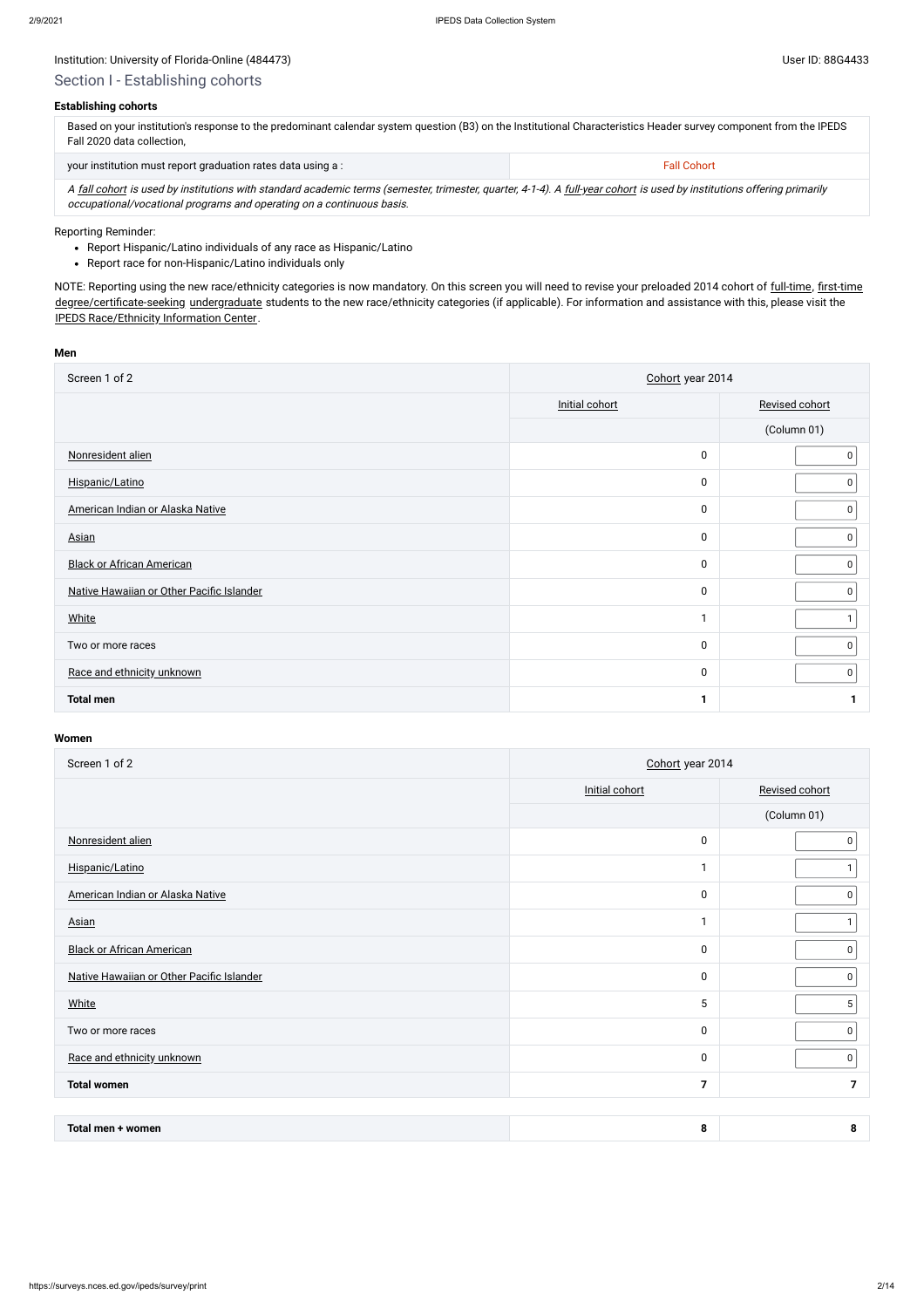Institution: University of Florida-Online (484473)

User ID: 88G4433

## Section I - Establishing cohorts

### Establishing cohorts

| Based on your institution's response to the predominant calendar system question (B3) on the Institutional Characteristics Header survey component from the IPEDS Fall 2020 data collection, | |
|---|---|
| your institution must report graduation rates data using a : | Fall Cohort |

*A fall cohort is used by institutions with standard academic terms (semester, trimester, quarter, 4-1-4). A full-year cohort is used by institutions offering primarily occupational/vocational programs and operating on a continuous basis.*

Reporting Reminder:

- Report Hispanic/Latino individuals of any race as Hispanic/Latino
- Report race for non-Hispanic/Latino individuals only

NOTE: Reporting using the new race/ethnicity categories is now mandatory. On this screen you will need to revise your preloaded 2014 cohort of full-time, first-time degree/certificate-seeking undergraduate students to the new race/ethnicity categories (if applicable). For information and assistance with this, please visit the IPEDS Race/Ethnicity Information Center.

### Men

| Screen 1 of 2 | Cohort year 2014 | |
|---|---|---|
| | Initial cohort | Revised cohort |
| | | (Column 01) |
| Nonresident alien | 0 | 0 |
| Hispanic/Latino | 0 | 0 |
| American Indian or Alaska Native | 0 | 0 |
| Asian | 0 | 0 |
| Black or African American | 0 | 0 |
| Native Hawaiian or Other Pacific Islander | 0 | 0 |
| White | 1 | 1 |
| Two or more races | 0 | 0 |
| Race and ethnicity unknown | 0 | 0 |
| **Total men** | **1** | **1** |

### Women

| Screen 1 of 2 | Cohort year 2014 | |
|---|---|---|
| | Initial cohort | Revised cohort |
| | | (Column 01) |
| Nonresident alien | 0 | 0 |
| Hispanic/Latino | 1 | 1 |
| American Indian or Alaska Native | 0 | 0 |
| Asian | 1 | 1 |
| Black or African American | 0 | 0 |
| Native Hawaiian or Other Pacific Islander | 0 | 0 |
| White | 5 | 5 |
| Two or more races | 0 | 0 |
| Race and ethnicity unknown | 0 | 0 |
| **Total women** | **7** | **7** |

| **Total men + women** | **8** | **8** |
|---|---|---|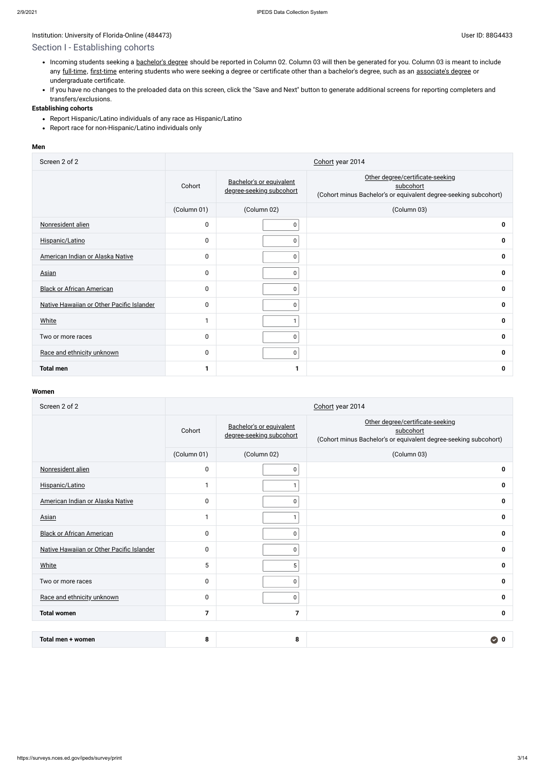Institution: University of Florida-Online (484473)

User ID: 88G4433

## Section I - Establishing cohorts

- Incoming students seeking a bachelor's degree should be reported in Column 02. Column 03 will then be generated for you. Column 03 is meant to include any full-time, first-time entering students who were seeking a degree or certificate other than a bachelor's degree, such as an associate's degree or undergraduate certificate.
- If you have no changes to the preloaded data on this screen, click the "Save and Next" button to generate additional screens for reporting completers and transfers/exclusions.

**Establishing cohorts**

- Report Hispanic/Latino individuals of any race as Hispanic/Latino
- Report race for non-Hispanic/Latino individuals only

**Men**

| Screen 2 of 2 | Cohort year 2014 | | |
|---|---|---|---|
| | Cohort | Bachelor's or equivalent degree-seeking subcohort | Other degree/certificate-seeking subcohort (Cohort minus Bachelor's or equivalent degree-seeking subcohort) |
| | (Column 01) | (Column 02) | (Column 03) |
| Nonresident alien | 0 | 0 | **0** |
| Hispanic/Latino | 0 | 0 | **0** |
| American Indian or Alaska Native | 0 | 0 | **0** |
| Asian | 0 | 0 | **0** |
| Black or African American | 0 | 0 | **0** |
| Native Hawaiian or Other Pacific Islander | 0 | 0 | **0** |
| White | 1 | 1 | **0** |
| Two or more races | 0 | 0 | **0** |
| Race and ethnicity unknown | 0 | 0 | **0** |
| **Total men** | **1** | **1** | **0** |

**Women**

| Screen 2 of 2 | Cohort year 2014 | | |
|---|---|---|---|
| | Cohort | Bachelor's or equivalent degree-seeking subcohort | Other degree/certificate-seeking subcohort (Cohort minus Bachelor's or equivalent degree-seeking subcohort) |
| | (Column 01) | (Column 02) | (Column 03) |
| Nonresident alien | 0 | 0 | **0** |
| Hispanic/Latino | 1 | 1 | **0** |
| American Indian or Alaska Native | 0 | 0 | **0** |
| Asian | 1 | 1 | **0** |
| Black or African American | 0 | 0 | **0** |
| Native Hawaiian or Other Pacific Islander | 0 | 0 | **0** |
| White | 5 | 5 | **0** |
| Two or more races | 0 | 0 | **0** |
| Race and ethnicity unknown | 0 | 0 | **0** |
| **Total women** | **7** | **7** | **0** |

| **Total men + women** | **8** | **8** | **0** |
|---|---|---|---|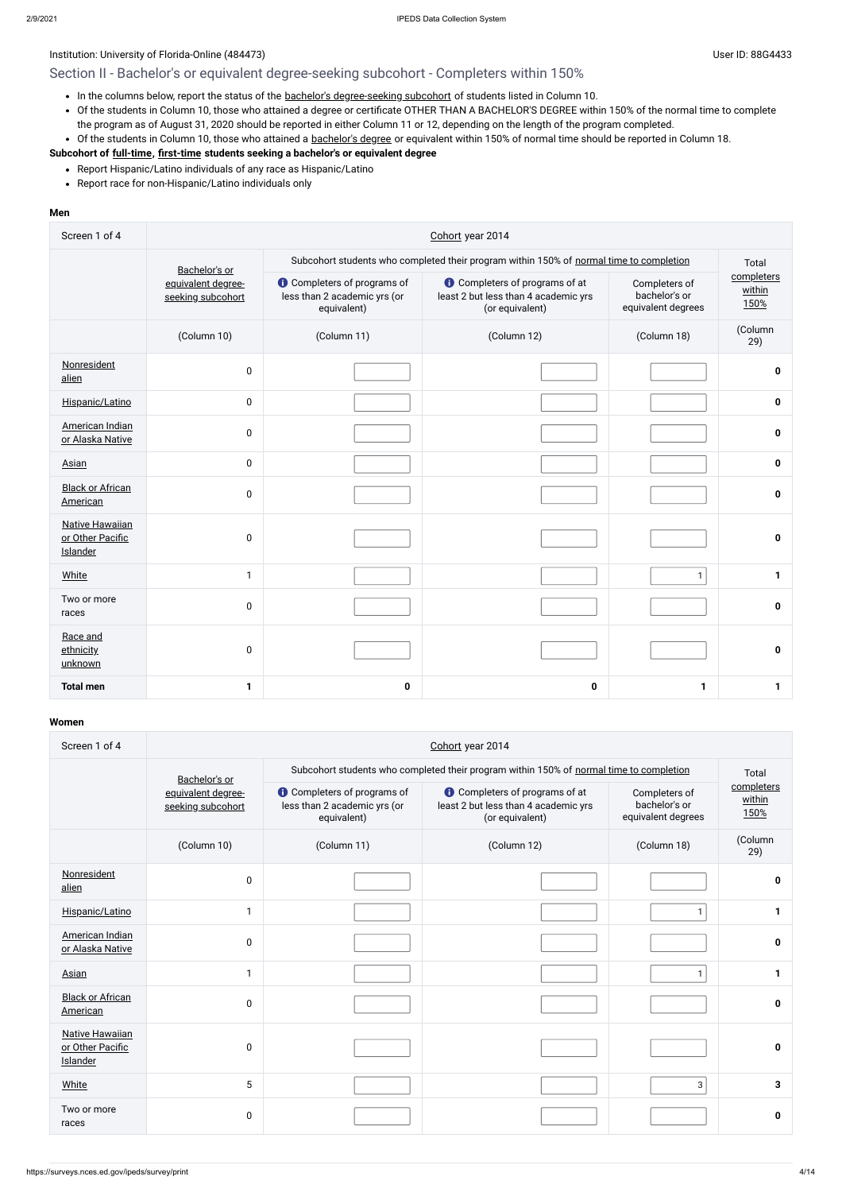Institution: University of Florida-Online (484473) User ID: 88G4433

## Section II - Bachelor's or equivalent degree-seeking subcohort - Completers within 150%

- In the columns below, report the status of the bachelor's degree-seeking subcohort of students listed in Column 10.
- Of the students in Column 10, those who attained a degree or certificate OTHER THAN A BACHELOR'S DEGREE within 150% of the normal time to complete the program as of August 31, 2020 should be reported in either Column 11 or 12, depending on the length of the program completed.
- Of the students in Column 10, those who attained a bachelor's degree or equivalent within 150% of normal time should be reported in Column 18.

**Subcohort of full-time, first-time students seeking a bachelor's or equivalent degree**

- Report Hispanic/Latino individuals of any race as Hispanic/Latino
- Report race for non-Hispanic/Latino individuals only

**Men**

| Screen 1 of 4 | Cohort year 2014 | | | | |
|---|---|---|---|---|---|
| | Bachelor's or equivalent degree-seeking subcohort | Subcohort students who completed their program within 150% of normal time to completion: Completers of programs of less than 2 academic yrs (or equivalent) | Completers of programs of at least 2 but less than 4 academic yrs (or equivalent) | Completers of bachelor's or equivalent degrees | Total completers within 150% |
| | (Column 10) | (Column 11) | (Column 12) | (Column 18) | (Column 29) |
| Nonresident alien | 0 | | | | 0 |
| Hispanic/Latino | 0 | | | | 0 |
| American Indian or Alaska Native | 0 | | | | 0 |
| Asian | 0 | | | | 0 |
| Black or African American | 0 | | | | 0 |
| Native Hawaiian or Other Pacific Islander | 0 | | | | 0 |
| White | 1 | | | 1 | 1 |
| Two or more races | 0 | | | | 0 |
| Race and ethnicity unknown | 0 | | | | 0 |
| **Total men** | **1** | **0** | **0** | **1** | **1** |

**Women**

| Screen 1 of 4 | Cohort year 2014 | | | | |
|---|---|---|---|---|---|
| | Bachelor's or equivalent degree-seeking subcohort | Subcohort students who completed their program within 150% of normal time to completion: Completers of programs of less than 2 academic yrs (or equivalent) | Completers of programs of at least 2 but less than 4 academic yrs (or equivalent) | Completers of bachelor's or equivalent degrees | Total completers within 150% |
| | (Column 10) | (Column 11) | (Column 12) | (Column 18) | (Column 29) |
| Nonresident alien | 0 | | | | 0 |
| Hispanic/Latino | 1 | | | 1 | 1 |
| American Indian or Alaska Native | 0 | | | | 0 |
| Asian | 1 | | | 1 | 1 |
| Black or African American | 0 | | | | 0 |
| Native Hawaiian or Other Pacific Islander | 0 | | | | 0 |
| White | 5 | | | 3 | 3 |
| Two or more races | 0 | | | | 0 |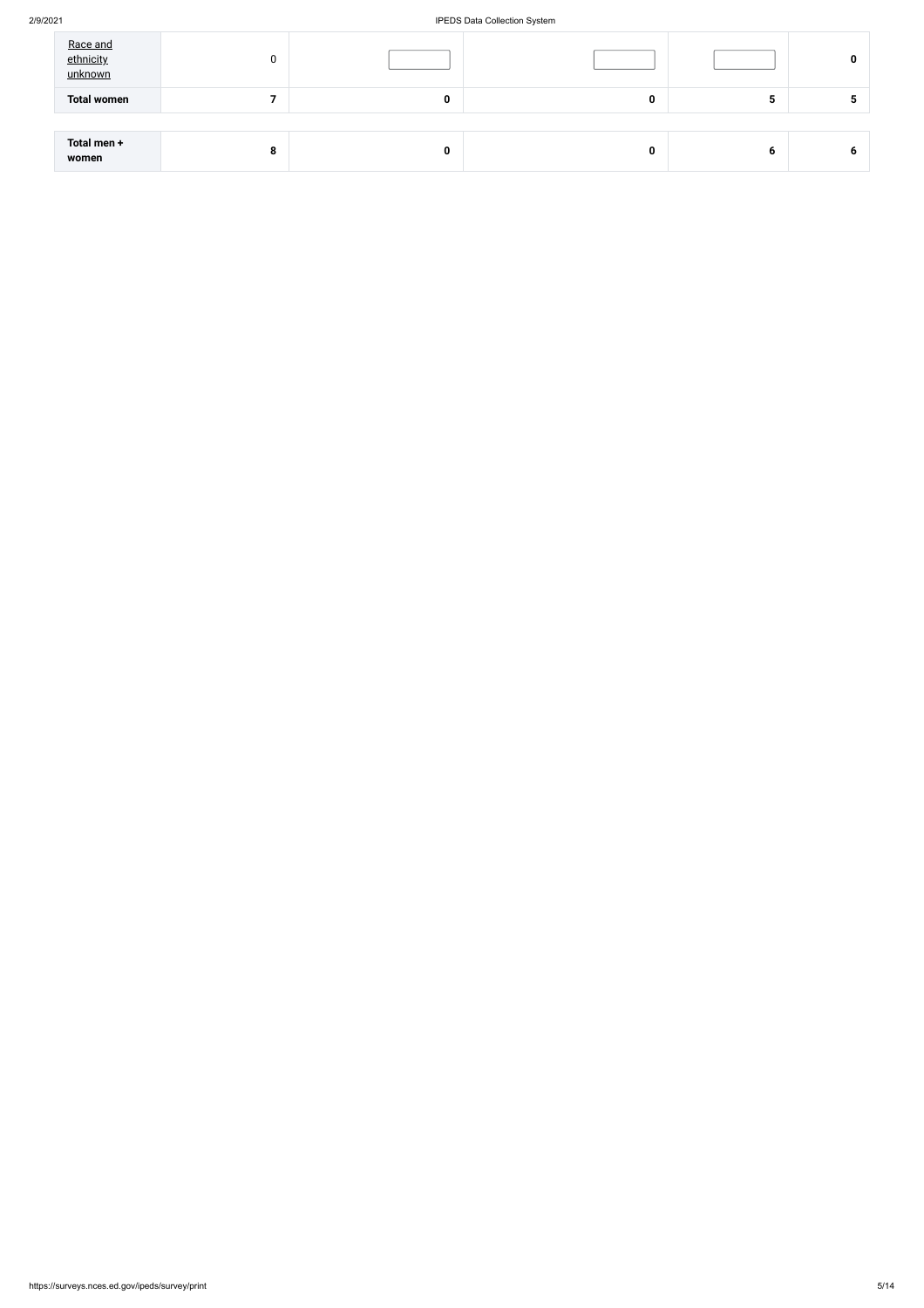| | | | | | |
|---|---|---|---|---|---|
| Race and ethnicity unknown | 0 | | | | **0** |
| **Total women** | **7** | **0** | **0** | **5** | **5** |
| | | | | | |
| **Total men + women** | **8** | **0** | **0** | **6** | **6** |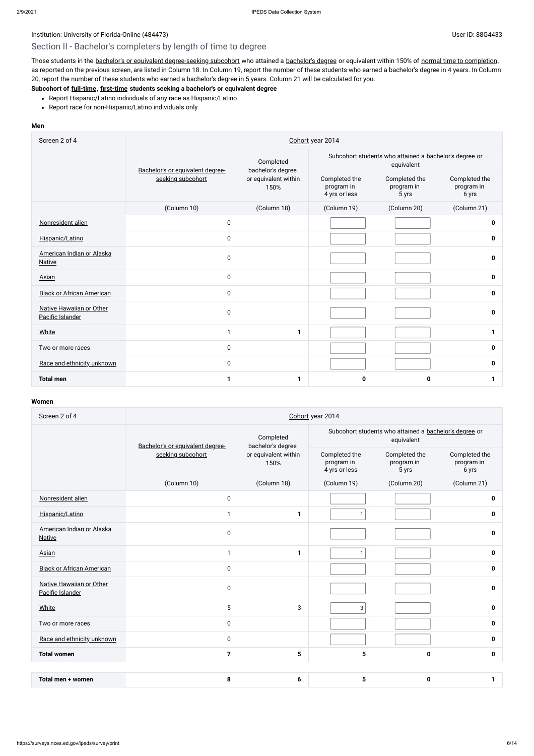Institution: University of Florida-Online (484473)

User ID: 88G4433

## Section II - Bachelor's completers by length of time to degree

Those students in the bachelor's or equivalent degree-seeking subcohort who attained a bachelor's degree or equivalent within 150% of normal time to completion, as reported on the previous screen, are listed in Column 18. In Column 19, report the number of these students who earned a bachelor's degree in 4 years. In Column 20, report the number of these students who earned a bachelor's degree in 5 years. Column 21 will be calculated for you.

**Subcohort of full-time, first-time students seeking a bachelor's or equivalent degree**

- Report Hispanic/Latino individuals of any race as Hispanic/Latino
- Report race for non-Hispanic/Latino individuals only

**Men**

| Screen 2 of 4 | Cohort year 2014 | | | | |
|---|---|---|---|---|---|
| | Bachelor's or equivalent degree-seeking subcohort | Completed bachelor's degree or equivalent within 150% | Subcohort students who attained a bachelor's degree or equivalent | | |
| | | | Completed the program in 4 yrs or less | Completed the program in 5 yrs | Completed the program in 6 yrs |
| | (Column 10) | (Column 18) | (Column 19) | (Column 20) | (Column 21) |
| Nonresident alien | 0 | | | | **0** |
| Hispanic/Latino | 0 | | | | **0** |
| American Indian or Alaska Native | 0 | | | | **0** |
| Asian | 0 | | | | **0** |
| Black or African American | 0 | | | | **0** |
| Native Hawaiian or Other Pacific Islander | 0 | | | | **0** |
| White | 1 | 1 | | | **1** |
| Two or more races | 0 | | | | **0** |
| Race and ethnicity unknown | 0 | | | | **0** |
| **Total men** | **1** | **1** | **0** | **0** | **1** |

**Women**

| Screen 2 of 4 | Cohort year 2014 | | | | |
|---|---|---|---|---|---|
| | Bachelor's or equivalent degree-seeking subcohort | Completed bachelor's degree or equivalent within 150% | Subcohort students who attained a bachelor's degree or equivalent | | |
| | | | Completed the program in 4 yrs or less | Completed the program in 5 yrs | Completed the program in 6 yrs |
| | (Column 10) | (Column 18) | (Column 19) | (Column 20) | (Column 21) |
| Nonresident alien | 0 | | | | **0** |
| Hispanic/Latino | 1 | 1 | 1 | | **0** |
| American Indian or Alaska Native | 0 | | | | **0** |
| Asian | 1 | 1 | 1 | | **0** |
| Black or African American | 0 | | | | **0** |
| Native Hawaiian or Other Pacific Islander | 0 | | | | **0** |
| White | 5 | 3 | 3 | | **0** |
| Two or more races | 0 | | | | **0** |
| Race and ethnicity unknown | 0 | | | | **0** |
| **Total women** | **7** | **5** | **5** | **0** | **0** |

| **Total men + women** | **8** | **6** | **5** | **0** | **1** |
|---|---|---|---|---|---|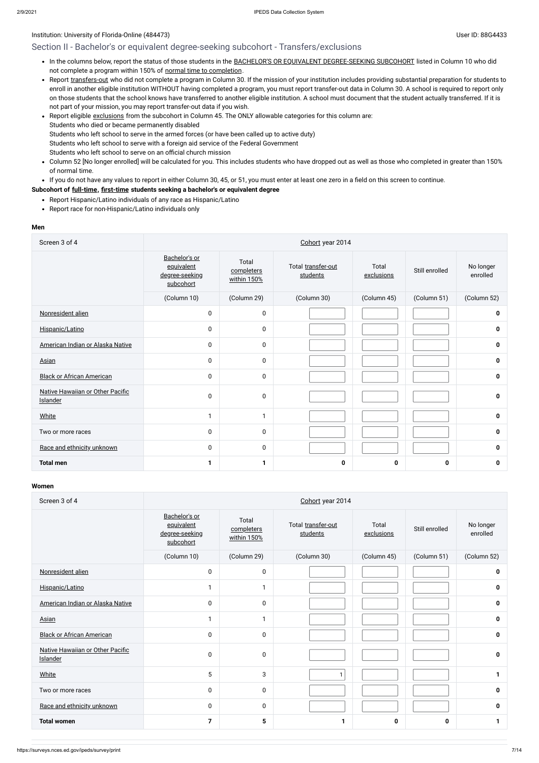Institution: University of Florida-Online (484473)

User ID: 88G4433

## Section II - Bachelor's or equivalent degree-seeking subcohort - Transfers/exclusions

- In the columns below, report the status of those students in the BACHELOR'S OR EQUIVALENT DEGREE-SEEKING SUBCOHORT listed in Column 10 who did not complete a program within 150% of normal time to completion.
- Report transfers-out who did not complete a program in Column 30. If the mission of your institution includes providing substantial preparation for students to enroll in another eligible institution WITHOUT having completed a program, you must report transfer-out data in Column 30. A school is required to report only on those students that the school knows have transferred to another eligible institution. A school must document that the student actually transferred. If it is not part of your mission, you may report transfer-out data if you wish.
- Report eligible exclusions from the subcohort in Column 45. The ONLY allowable categories for this column are:
  Students who died or became permanently disabled
  Students who left school to serve in the armed forces (or have been called up to active duty)
  Students who left school to serve with a foreign aid service of the Federal Government
  Students who left school to serve on an official church mission
- Column 52 [No longer enrolled] will be calculated for you. This includes students who have dropped out as well as those who completed in greater than 150% of normal time.
- If you do not have any values to report in either Column 30, 45, or 51, you must enter at least one zero in a field on this screen to continue.

**Subcohort of full-time, first-time students seeking a bachelor's or equivalent degree**

- Report Hispanic/Latino individuals of any race as Hispanic/Latino
- Report race for non-Hispanic/Latino individuals only

**Men**

| Screen 3 of 4 | Cohort year 2014 | | | | | |
|---|---|---|---|---|---|---|
| | Bachelor's or equivalent degree-seeking subcohort | Total completers within 150% | Total transfer-out students | Total exclusions | Still enrolled | No longer enrolled |
| | (Column 10) | (Column 29) | (Column 30) | (Column 45) | (Column 51) | (Column 52) |
| Nonresident alien | 0 | 0 | | | | **0** |
| Hispanic/Latino | 0 | 0 | | | | **0** |
| American Indian or Alaska Native | 0 | 0 | | | | **0** |
| Asian | 0 | 0 | | | | **0** |
| Black or African American | 0 | 0 | | | | **0** |
| Native Hawaiian or Other Pacific Islander | 0 | 0 | | | | **0** |
| White | 1 | 1 | | | | **0** |
| Two or more races | 0 | 0 | | | | **0** |
| Race and ethnicity unknown | 0 | 0 | | | | **0** |
| **Total men** | **1** | **1** | **0** | **0** | **0** | **0** |

**Women**

| Screen 3 of 4 | Cohort year 2014 | | | | | |
|---|---|---|---|---|---|---|
| | Bachelor's or equivalent degree-seeking subcohort | Total completers within 150% | Total transfer-out students | Total exclusions | Still enrolled | No longer enrolled |
| | (Column 10) | (Column 29) | (Column 30) | (Column 45) | (Column 51) | (Column 52) |
| Nonresident alien | 0 | 0 | | | | **0** |
| Hispanic/Latino | 1 | 1 | | | | **0** |
| American Indian or Alaska Native | 0 | 0 | | | | **0** |
| Asian | 1 | 1 | | | | **0** |
| Black or African American | 0 | 0 | | | | **0** |
| Native Hawaiian or Other Pacific Islander | 0 | 0 | | | | **0** |
| White | 5 | 3 | 1 | | | **1** |
| Two or more races | 0 | 0 | | | | **0** |
| Race and ethnicity unknown | 0 | 0 | | | | **0** |
| **Total women** | **7** | **5** | **1** | **0** | **0** | **1** |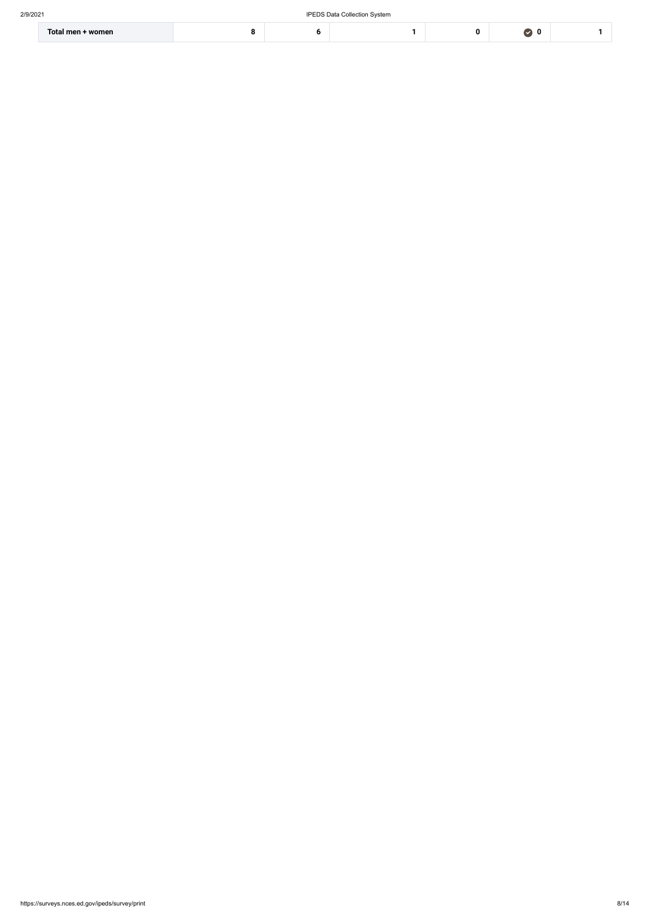| | | | | | | |
|---|---|---|---|---|---|---|
| **Total men + women** | **8** | **6** | **1** | **0** | **0** | **1** |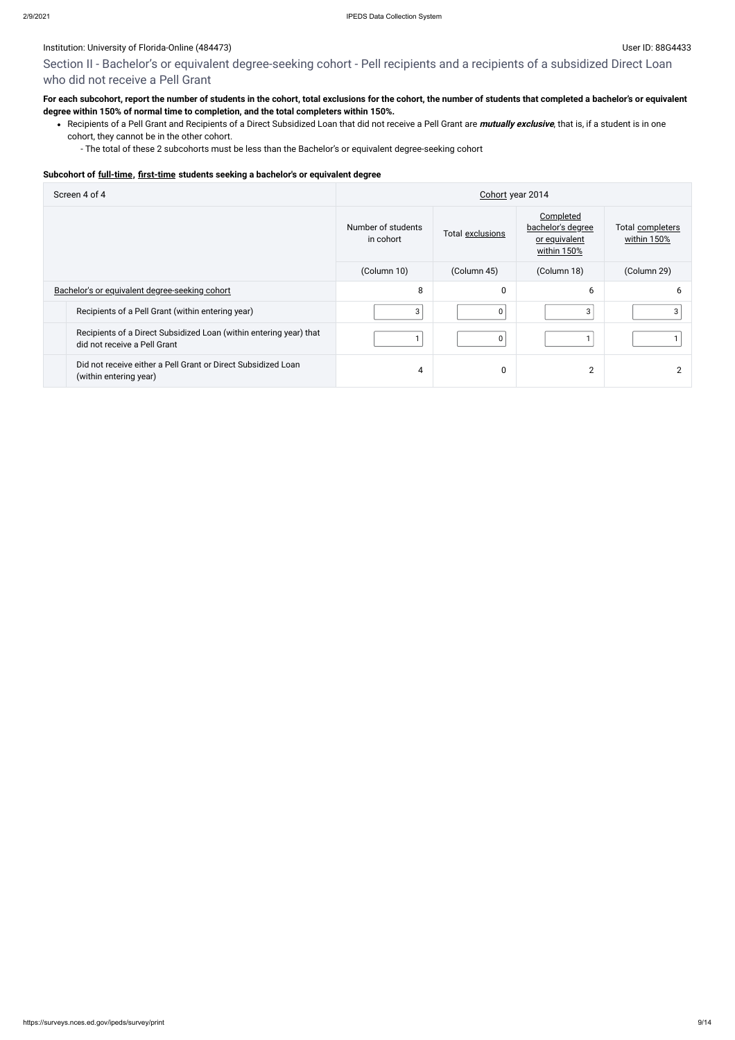Institution: University of Florida-Online (484473)

User ID: 88G4433

## Section II - Bachelor's or equivalent degree-seeking cohort - Pell recipients and a recipients of a subsidized Direct Loan who did not receive a Pell Grant

**For each subcohort, report the number of students in the cohort, total exclusions for the cohort, the number of students that completed a bachelor's or equivalent degree within 150% of normal time to completion, and the total completers within 150%.**

- Recipients of a Pell Grant and Recipients of a Direct Subsidized Loan that did not receive a Pell Grant are ***mutually exclusive***, that is, if a student is in one cohort, they cannot be in the other cohort.
  - The total of these 2 subcohorts must be less than the Bachelor's or equivalent degree-seeking cohort

### Subcohort of full-time, first-time students seeking a bachelor's or equivalent degree

| Screen 4 of 4 | Cohort year 2014 | | | |
|---|---|---|---|---|
| | Number of students in cohort | Total exclusions | Completed bachelor's degree or equivalent within 150% | Total completers within 150% |
| | (Column 10) | (Column 45) | (Column 18) | (Column 29) |
| Bachelor's or equivalent degree-seeking cohort | 8 | 0 | 6 | 6 |
| Recipients of a Pell Grant (within entering year) | 3 | 0 | 3 | 3 |
| Recipients of a Direct Subsidized Loan (within entering year) that did not receive a Pell Grant | 1 | 0 | 1 | 1 |
| Did not receive either a Pell Grant or Direct Subsidized Loan (within entering year) | 4 | 0 | 2 | 2 |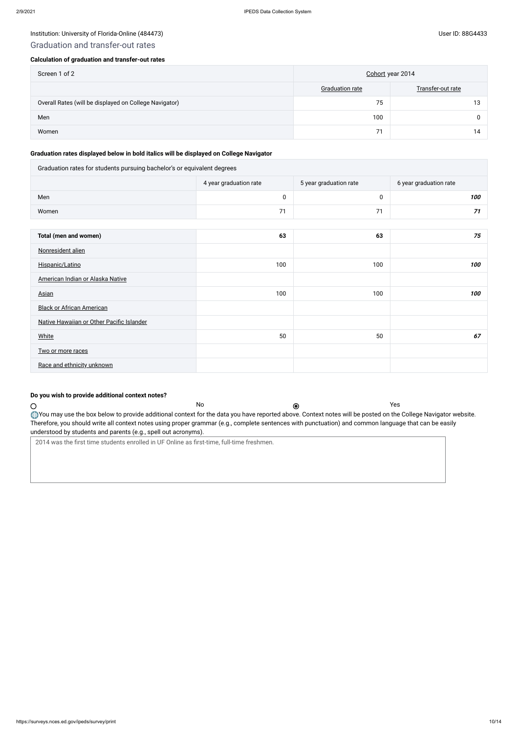Institution: University of Florida-Online (484473)

User ID: 88G4433

## Graduation and transfer-out rates

### Calculation of graduation and transfer-out rates

| Screen 1 of 2 | Cohort year 2014 | |
|---|---|---|
| | Graduation rate | Transfer-out rate |
| Overall Rates (will be displayed on College Navigator) | 75 | 13 |
| Men | 100 | 0 |
| Women | 71 | 14 |

### Graduation rates displayed below in bold italics will be displayed on College Navigator

| Graduation rates for students pursuing bachelor's or equivalent degrees | | | |
|---|---|---|---|
| | 4 year graduation rate | 5 year graduation rate | 6 year graduation rate |
| Men | 0 | 0 | ***100*** |
| Women | 71 | 71 | ***71*** |
| **Total (men and women)** | **63** | **63** | ***75*** |
| Nonresident alien | | | |
| Hispanic/Latino | 100 | 100 | ***100*** |
| American Indian or Alaska Native | | | |
| Asian | 100 | 100 | ***100*** |
| Black or African American | | | |
| Native Hawaiian or Other Pacific Islander | | | |
| White | 50 | 50 | ***67*** |
| Two or more races | | | |
| Race and ethnicity unknown | | | |

### Do you wish to provide additional context notes?

○ No ◉ Yes

You may use the box below to provide additional context for the data you have reported above. Context notes will be posted on the College Navigator website. Therefore, you should write all context notes using proper grammar (e.g., complete sentences with punctuation) and common language that can be easily understood by students and parents (e.g., spell out acronyms).

> 2014 was the first time students enrolled in UF Online as first-time, full-time freshmen.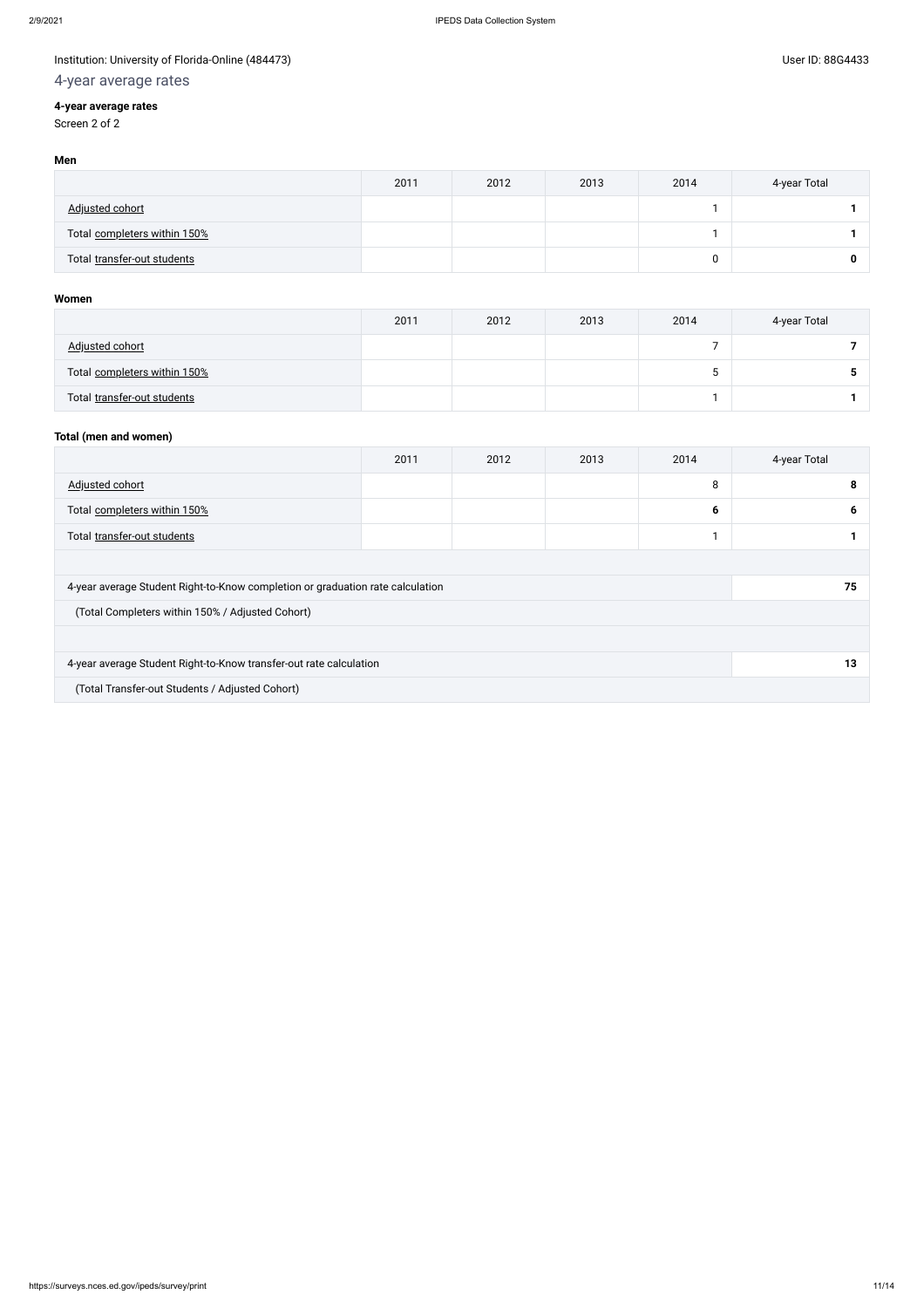Institution: University of Florida-Online (484473)

User ID: 88G4433

# 4-year average rates

**4-year average rates**

Screen 2 of 2

**Men**

| | 2011 | 2012 | 2013 | 2014 | 4-year Total |
|---|---|---|---|---|---|
| Adjusted cohort | | | | 1 | **1** |
| Total completers within 150% | | | | 1 | **1** |
| Total transfer-out students | | | | 0 | **0** |

**Women**

| | 2011 | 2012 | 2013 | 2014 | 4-year Total |
|---|---|---|---|---|---|
| Adjusted cohort | | | | 7 | **7** |
| Total completers within 150% | | | | 5 | **5** |
| Total transfer-out students | | | | 1 | **1** |

**Total (men and women)**

| | 2011 | 2012 | 2013 | 2014 | 4-year Total |
|---|---|---|---|---|---|
| Adjusted cohort | | | | 8 | **8** |
| Total completers within 150% | | | | **6** | **6** |
| Total transfer-out students | | | | 1 | **1** |
| | | | | | |
| 4-year average Student Right-to-Know completion or graduation rate calculation | | | | | **75** |
| (Total Completers within 150% / Adjusted Cohort) | | | | | |
| | | | | | |
| 4-year average Student Right-to-Know transfer-out rate calculation | | | | | **13** |
| (Total Transfer-out Students / Adjusted Cohort) | | | | | |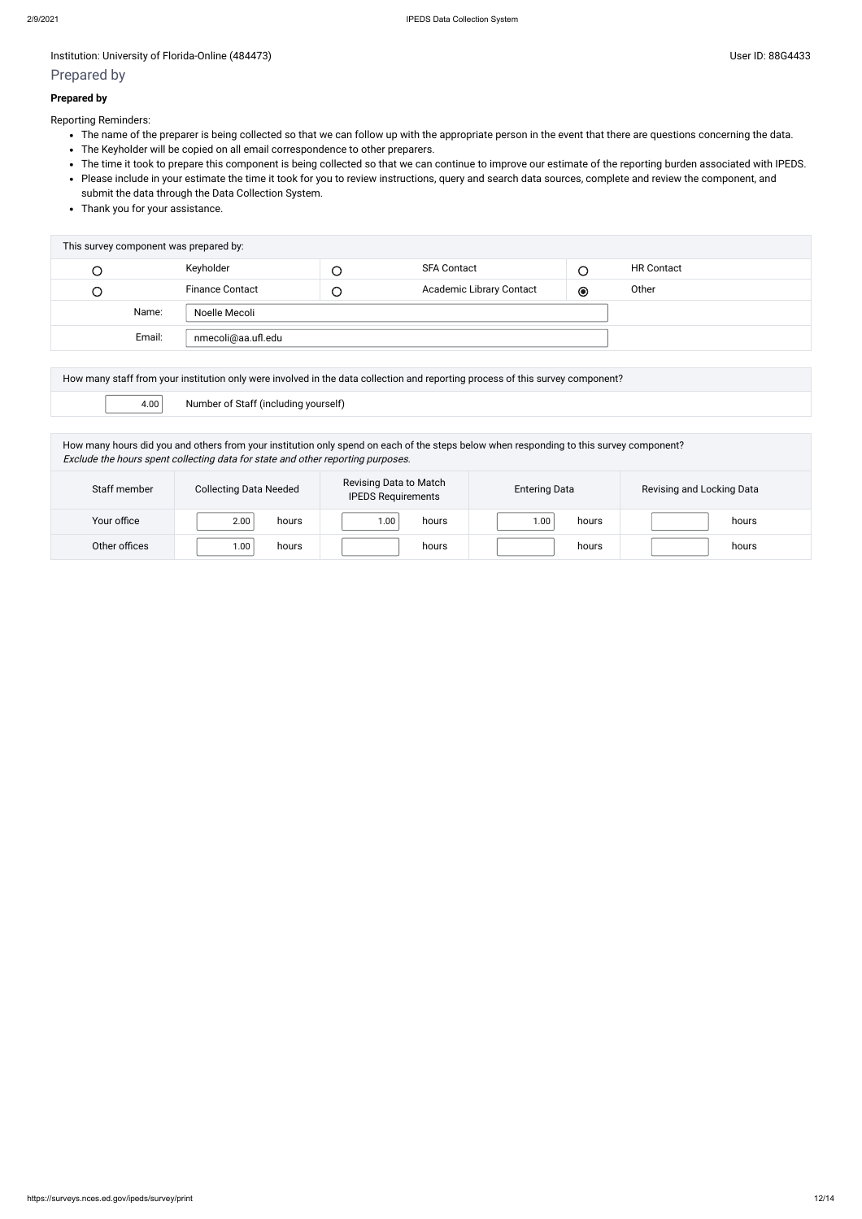Institution: University of Florida-Online (484473)

User ID: 88G4433

## Prepared by

**Prepared by**

Reporting Reminders:

- The name of the preparer is being collected so that we can follow up with the appropriate person in the event that there are questions concerning the data.
- The Keyholder will be copied on all email correspondence to other preparers.
- The time it took to prepare this component is being collected so that we can continue to improve our estimate of the reporting burden associated with IPEDS.
- Please include in your estimate the time it took for you to review instructions, query and search data sources, complete and review the component, and submit the data through the Data Collection System.
- Thank you for your assistance.

| This survey component was prepared by: | | | | | |
|---|---|---|---|---|---|
| ○ | Keyholder | ○ | SFA Contact | ○ | HR Contact |
| ○ | Finance Contact | ○ | Academic Library Contact | ◉ | Other |
| Name: | Noelle Mecoli | | | | |
| Email: | nmecoli@aa.ufl.edu | | | | |

| How many staff from your institution only were involved in the data collection and reporting process of this survey component? | |
|---|---|
| 4.00 | Number of Staff (including yourself) |

How many hours did you and others from your institution only spend on each of the steps below when responding to this survey component?
*Exclude the hours spent collecting data for state and other reporting purposes.*

| Staff member | Collecting Data Needed | Revising Data to Match IPEDS Requirements | Entering Data | Revising and Locking Data |
|---|---|---|---|---|
| Your office | 2.00 hours | 1.00 hours | 1.00 hours | hours |
| Other offices | 1.00 hours | hours | hours | hours |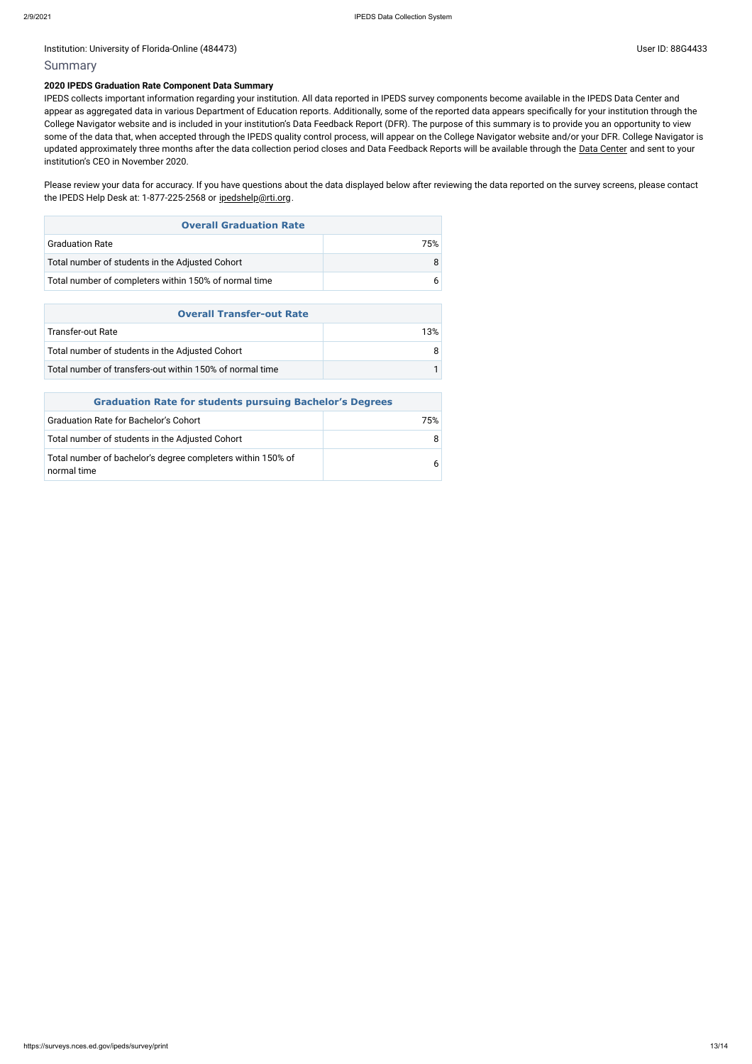Institution: University of Florida-Online (484473)

User ID: 88G4433

## Summary

**2020 IPEDS Graduation Rate Component Data Summary**

IPEDS collects important information regarding your institution. All data reported in IPEDS survey components become available in the IPEDS Data Center and appear as aggregated data in various Department of Education reports. Additionally, some of the reported data appears specifically for your institution through the College Navigator website and is included in your institution's Data Feedback Report (DFR). The purpose of this summary is to provide you an opportunity to view some of the data that, when accepted through the IPEDS quality control process, will appear on the College Navigator website and/or your DFR. College Navigator is updated approximately three months after the data collection period closes and Data Feedback Reports will be available through the Data Center and sent to your institution's CEO in November 2020.

Please review your data for accuracy. If you have questions about the data displayed below after reviewing the data reported on the survey screens, please contact the IPEDS Help Desk at: 1-877-225-2568 or ipedshelp@rti.org.

| Overall Graduation Rate | |
|---|---|
| Graduation Rate | 75% |
| Total number of students in the Adjusted Cohort | 8 |
| Total number of completers within 150% of normal time | 6 |

| Overall Transfer-out Rate | |
|---|---|
| Transfer-out Rate | 13% |
| Total number of students in the Adjusted Cohort | 8 |
| Total number of transfers-out within 150% of normal time | 1 |

| Graduation Rate for students pursuing Bachelor's Degrees | |
|---|---|
| Graduation Rate for Bachelor's Cohort | 75% |
| Total number of students in the Adjusted Cohort | 8 |
| Total number of bachelor's degree completers within 150% of normal time | 6 |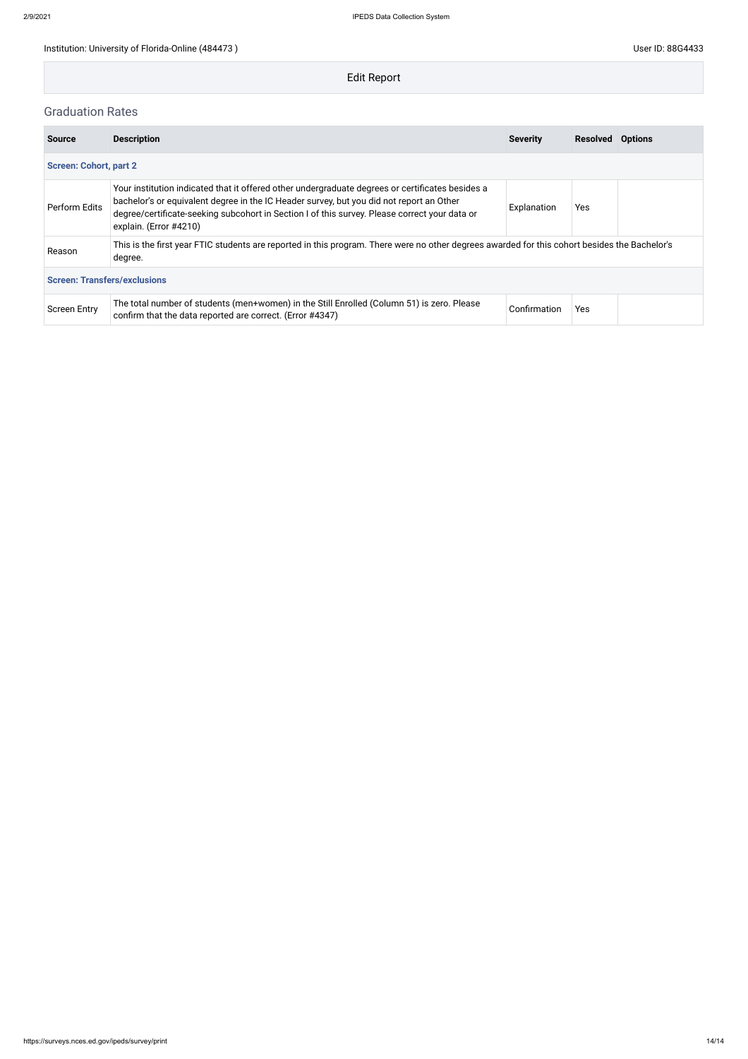Institution: University of Florida-Online (484473 )

User ID: 88G4433

## Edit Report

### Graduation Rates

| Source | Description | Severity | Resolved | Options |
|---|---|---|---|---|
| **Screen: Cohort, part 2** | | | | |
| Perform Edits | Your institution indicated that it offered other undergraduate degrees or certificates besides a bachelor's or equivalent degree in the IC Header survey, but you did not report an Other degree/certificate-seeking subcohort in Section I of this survey. Please correct your data or explain. (Error #4210) | Explanation | Yes | |
| Reason | This is the first year FTIC students are reported in this program. There were no other degrees awarded for this cohort besides the Bachelor's degree. | | | |
| **Screen: Transfers/exclusions** | | | | |
| Screen Entry | The total number of students (men+women) in the Still Enrolled (Column 51) is zero. Please confirm that the data reported are correct. (Error #4347) | Confirmation | Yes | |